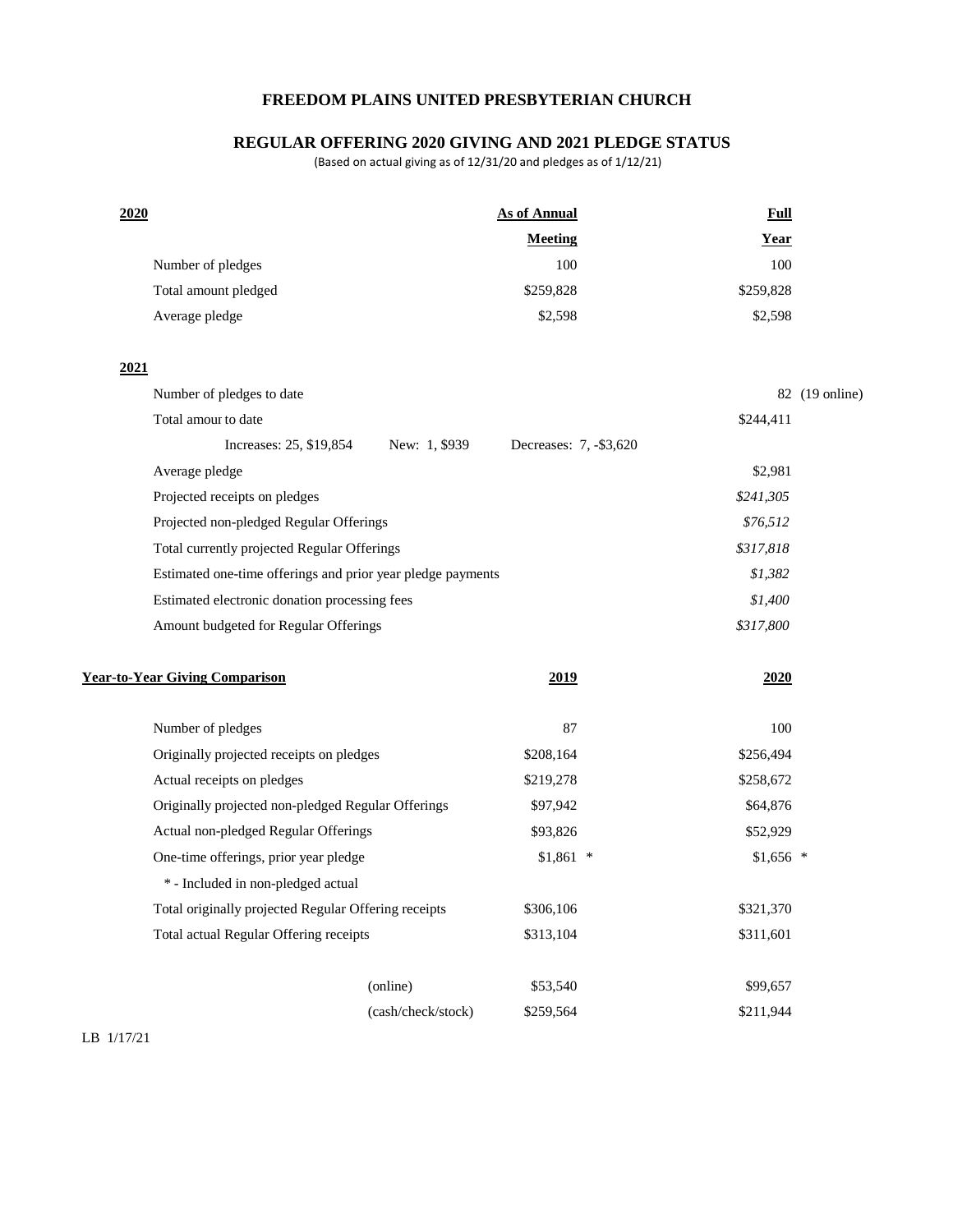# FREEDOM PLAINS UNITED PRESBYTERIAN CHURCH

## REGULAR OFFERING 2020 GIVING AND 2021 PLEDGE STATUS

(Based on actual giving as of 12/31/20 and pledges as of 1/12/21)

| **2020** | **As of Annual Meeting** | **Full Year** |
|---|---|---|
| Number of pledges | 100 | 100 |
| Total amount pledged | $259,828 | $259,828 |
| Average pledge | $2,598 | $2,598 |

**2021**

| | |
|---|---|
| Number of pledges to date | 82 (19 online) |
| Total amour to date | $244,411 |
| Increases: 25, $19,854 New: 1, $939 Decreases: 7, -$3,620 | |
| Average pledge | $2,981 |
| Projected receipts on pledges | *$241,305* |
| Projected non-pledged Regular Offerings | *$76,512* |
| Total currently projected Regular Offerings | *$317,818* |
| Estimated one-time offerings and prior year pledge payments | *$1,382* |
| Estimated electronic donation processing fees | *$1,400* |
| Amount budgeted for Regular Offerings | *$317,800* |

| **Year-to-Year Giving Comparison** | **2019** | **2020** |
|---|---|---|
| Number of pledges | 87 | 100 |
| Originally projected receipts on pledges | $208,164 | $256,494 |
| Actual receipts on pledges | $219,278 | $258,672 |
| Originally projected non-pledged Regular Offerings | $97,942 | $64,876 |
| Actual non-pledged Regular Offerings | $93,826 | $52,929 |
| One-time offerings, prior year pledge | $1,861 * | $1,656 * |
| * - Included in non-pledged actual | | |
| Total originally projected Regular Offering receipts | $306,106 | $321,370 |
| Total actual Regular Offering receipts | $313,104 | $311,601 |
| (online) | $53,540 | $99,657 |
| (cash/check/stock) | $259,564 | $211,944 |

LB 1/17/21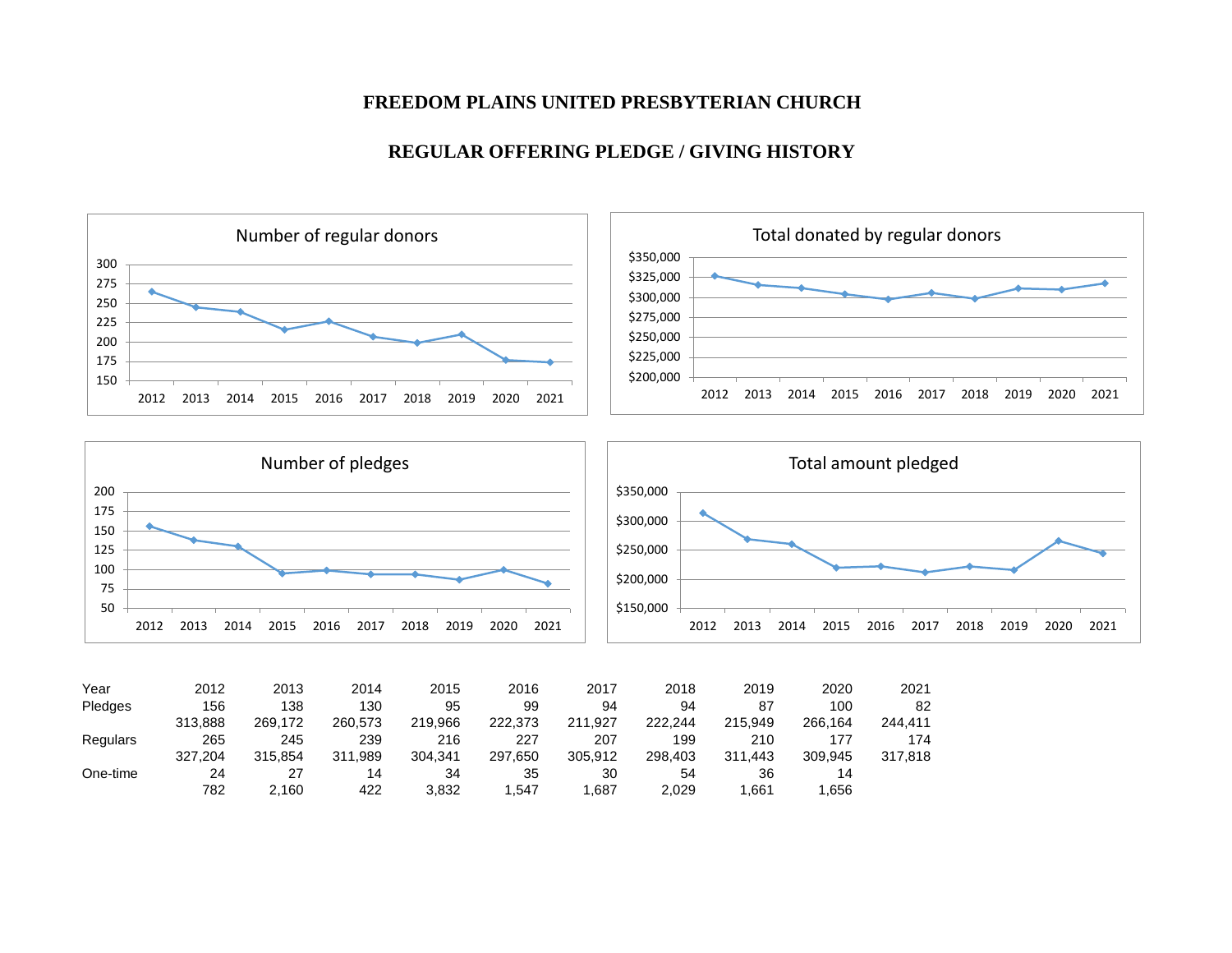# FREEDOM PLAINS UNITED PRESBYTERIAN CHURCH

## REGULAR OFFERING PLEDGE / GIVING HISTORY

Number of regular donors

300
275
250
225
200
175
150

2012 2013 2014 2015 2016 2017 2018 2019 2020 2021

Total donated by regular donors

$350,000
$325,000
$300,000
$275,000
$250,000
$225,000
$200,000

2012 2013 2014 2015 2016 2017 2018 2019 2020 2021

Number of pledges

200
175
150
125
100
75
50

2012 2013 2014 2015 2016 2017 2018 2019 2020 2021

Total amount pledged

$350,000
$300,000
$250,000
$200,000
$150,000

2012 2013 2014 2015 2016 2017 2018 2019 2020 2021

| Year | 2012 | 2013 | 2014 | 2015 | 2016 | 2017 | 2018 | 2019 | 2020 | 2021 |
|---|---|---|---|---|---|---|---|---|---|---|
| Pledges | 156 | 138 | 130 | 95 | 99 | 94 | 94 | 87 | 100 | 82 |
| | 313,888 | 269,172 | 260,573 | 219,966 | 222,373 | 211,927 | 222,244 | 215,949 | 266,164 | 244,411 |
| Regulars | 265 | 245 | 239 | 216 | 227 | 207 | 199 | 210 | 177 | 174 |
| | 327,204 | 315,854 | 311,989 | 304,341 | 297,650 | 305,912 | 298,403 | 311,443 | 309,945 | 317,818 |
| One-time | 24 | 27 | 14 | 34 | 35 | 30 | 54 | 36 | 14 | |
| | 782 | 2,160 | 422 | 3,832 | 1,547 | 1,687 | 2,029 | 1,661 | 1,656 | |